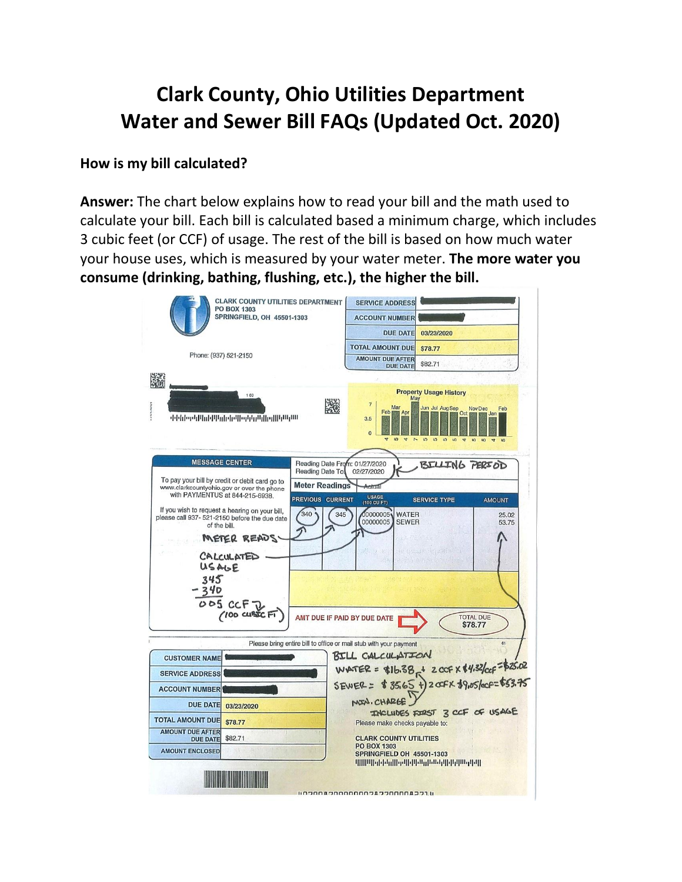# Clark County, Ohio Utilities Department
# Water and Sewer Bill FAQs (Updated Oct. 2020)

**How is my bill calculated?**

**Answer:** The chart below explains how to read your bill and the math used to calculate your bill. Each bill is calculated based a minimum charge, which includes 3 cubic feet (or CCF) of usage. The rest of the bill is based on how much water your house uses, which is measured by your water meter. **The more water you consume (drinking, bathing, flushing, etc.), the higher the bill.**

CLARK COUNTY UTILITIES DEPARTMENT
PO BOX 1303
SPRINGFIELD, OH 45501-1303

Phone: (937) 521-2150

| | |
|---|---|
| SERVICE ADDRESS | |
| ACCOUNT NUMBER | |
| DUE DATE | 03/23/2020 |
| TOTAL AMOUNT DUE | $78.77 |
| AMOUNT DUE AFTER DUE DATE | $82.71 |

**Property Usage History**

| Feb | Mar | Apr | May | Jun | Jul | Aug | Sep | Oct | Nov | Dec | Jan | Feb |
|---|---|---|---|---|---|---|---|---|---|---|---|---|
| 4 | 5 | 4 | 7 | 5 | 5 | 5 | 5 | 4 | 5 | 5 | 4 | 5 |

**MESSAGE CENTER**

To pay your bill by credit or debit card go to www.clarkcountyohio.gov or over the phone with PAYMENTUS at 844-215-6938.

If you wish to request a hearing on your bill, please call 937- 521-2150 before the due date of the bill.

Reading Date From: 01/27/2020
Reading Date To: 02/27/2020 ← BILLING PERIOD

Meter Readings: Actual

| PREVIOUS | CURRENT | USAGE (100 CU FT) | SERVICE TYPE | AMOUNT |
|---|---|---|---|---|
| 340 | 345 | 00000005 | WATER | 25.02 |
| | | 00000005 | SEWER | 53.75 |

METER READS

CALCULATED USAGE
345
− 340
005 CCF (100 CUBIC FT)

AMT DUE IF PAID BY DUE DATE ⇨ TOTAL DUE $78.77

Please bring entire bill to office or mail stub with your payment

| | |
|---|---|
| CUSTOMER NAME | |
| SERVICE ADDRESS | |
| ACCOUNT NUMBER | |
| DUE DATE | 03/23/2020 |
| TOTAL AMOUNT DUE | $78.77 |
| AMOUNT DUE AFTER DUE DATE | $82.71 |
| AMOUNT ENCLOSED | |

BILL CALCULATION
WATER = $16.38 + 2 CCF X $4.32/CCF = $25.02
SEWER = $35.65 + 2 CCF X $9.05/CCF = $53.75
MIN. CHARGE INCLUDES FIRST 3 CCF OF USAGE

Please make checks payable to:

CLARK COUNTY UTILITIES
PO BOX 1303
SPRINGFIELD OH 45501-1303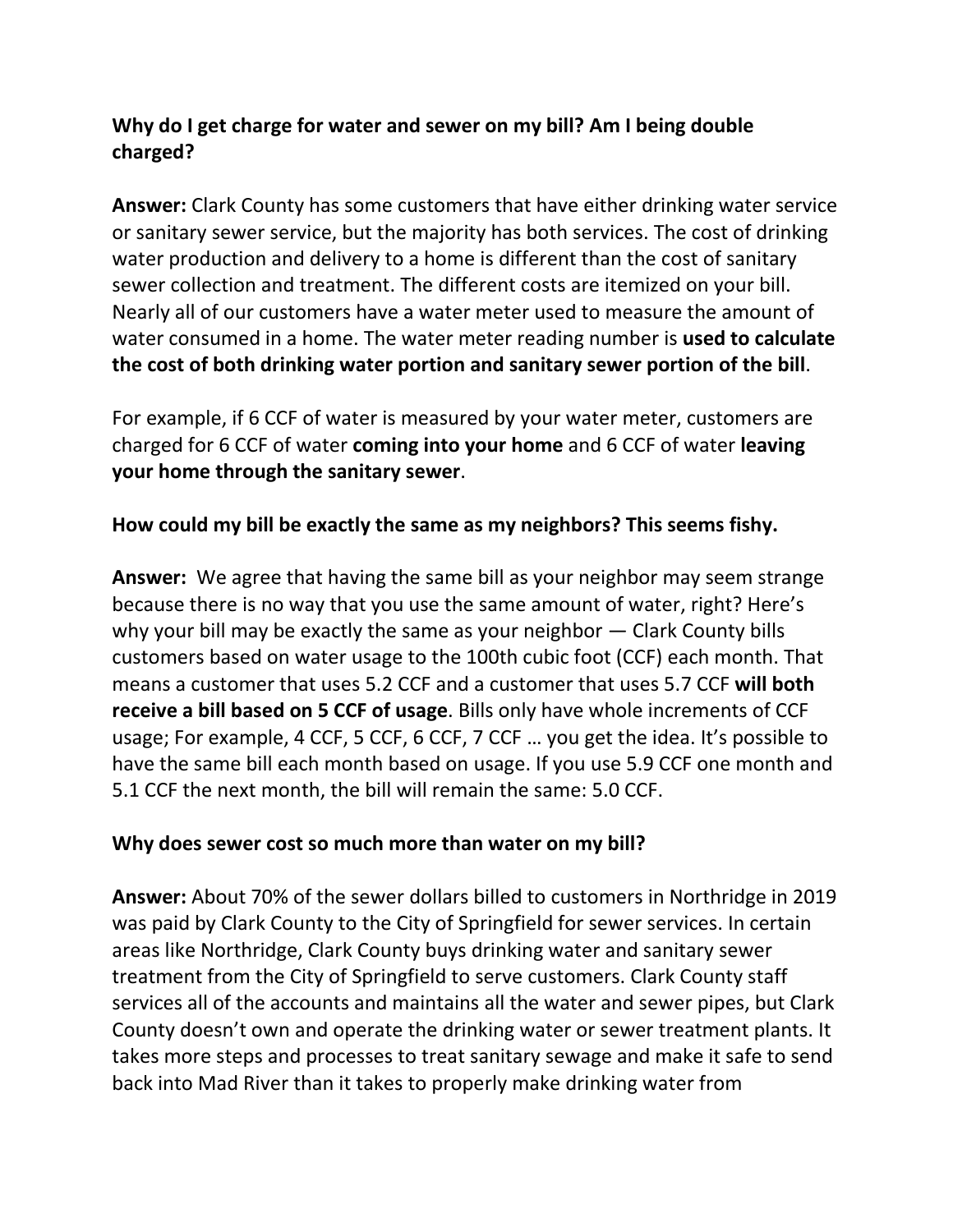**Why do I get charge for water and sewer on my bill? Am I being double charged?**

**Answer:** Clark County has some customers that have either drinking water service or sanitary sewer service, but the majority has both services. The cost of drinking water production and delivery to a home is different than the cost of sanitary sewer collection and treatment. The different costs are itemized on your bill. Nearly all of our customers have a water meter used to measure the amount of water consumed in a home. The water meter reading number is **used to calculate the cost of both drinking water portion and sanitary sewer portion of the bill**.

For example, if 6 CCF of water is measured by your water meter, customers are charged for 6 CCF of water **coming into your home** and 6 CCF of water **leaving your home through the sanitary sewer**.

**How could my bill be exactly the same as my neighbors? This seems fishy.**

**Answer:** We agree that having the same bill as your neighbor may seem strange because there is no way that you use the same amount of water, right? Here's why your bill may be exactly the same as your neighbor — Clark County bills customers based on water usage to the 100th cubic foot (CCF) each month. That means a customer that uses 5.2 CCF and a customer that uses 5.7 CCF **will both receive a bill based on 5 CCF of usage**. Bills only have whole increments of CCF usage; For example, 4 CCF, 5 CCF, 6 CCF, 7 CCF … you get the idea. It's possible to have the same bill each month based on usage. If you use 5.9 CCF one month and 5.1 CCF the next month, the bill will remain the same: 5.0 CCF.

**Why does sewer cost so much more than water on my bill?**

**Answer:** About 70% of the sewer dollars billed to customers in Northridge in 2019 was paid by Clark County to the City of Springfield for sewer services. In certain areas like Northridge, Clark County buys drinking water and sanitary sewer treatment from the City of Springfield to serve customers. Clark County staff services all of the accounts and maintains all the water and sewer pipes, but Clark County doesn't own and operate the drinking water or sewer treatment plants. It takes more steps and processes to treat sanitary sewage and make it safe to send back into Mad River than it takes to properly make drinking water from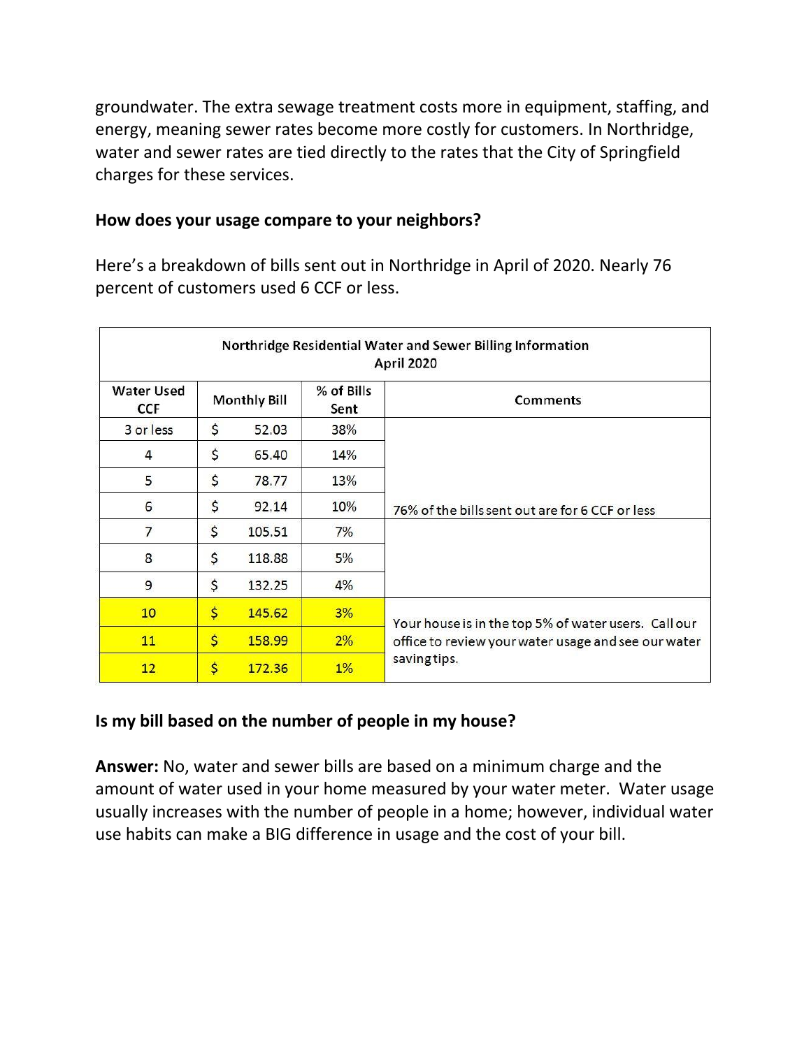groundwater. The extra sewage treatment costs more in equipment, staffing, and energy, meaning sewer rates become more costly for customers. In Northridge, water and sewer rates are tied directly to the rates that the City of Springfield charges for these services.

**How does your usage compare to your neighbors?**

Here's a breakdown of bills sent out in Northridge in April of 2020. Nearly 76 percent of customers used 6 CCF or less.

| Northridge Residential Water and Sewer Billing Information April 2020 | | | |
|---|---|---|---|
| **Water Used CCF** | **Monthly Bill** | **% of Bills Sent** | **Comments** |
| 3 or less | $ 52.03 | 38% | |
| 4 | $ 65.40 | 14% | |
| 5 | $ 78.77 | 13% | |
| 6 | $ 92.14 | 10% | 76% of the bills sent out are for 6 CCF or less |
| 7 | $ 105.51 | 7% | |
| 8 | $ 118.88 | 5% | |
| 9 | $ 132.25 | 4% | |
| 10 | $ 145.62 | 3% | Your house is in the top 5% of water users. Call our office to review your water usage and see our water saving tips. |
| 11 | $ 158.99 | 2% | |
| 12 | $ 172.36 | 1% | |

**Is my bill based on the number of people in my house?**

**Answer:** No, water and sewer bills are based on a minimum charge and the amount of water used in your home measured by your water meter. Water usage usually increases with the number of people in a home; however, individual water use habits can make a BIG difference in usage and the cost of your bill.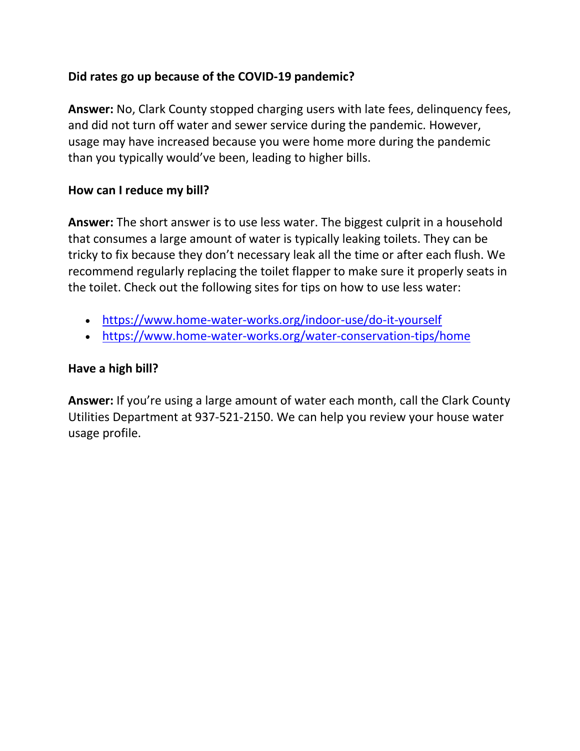**Did rates go up because of the COVID-19 pandemic?**

**Answer:** No, Clark County stopped charging users with late fees, delinquency fees, and did not turn off water and sewer service during the pandemic. However, usage may have increased because you were home more during the pandemic than you typically would've been, leading to higher bills.

**How can I reduce my bill?**

**Answer:** The short answer is to use less water. The biggest culprit in a household that consumes a large amount of water is typically leaking toilets. They can be tricky to fix because they don't necessary leak all the time or after each flush. We recommend regularly replacing the toilet flapper to make sure it properly seats in the toilet. Check out the following sites for tips on how to use less water:

- https://www.home-water-works.org/indoor-use/do-it-yourself
- https://www.home-water-works.org/water-conservation-tips/home

**Have a high bill?**

**Answer:** If you're using a large amount of water each month, call the Clark County Utilities Department at 937-521-2150. We can help you review your house water usage profile.